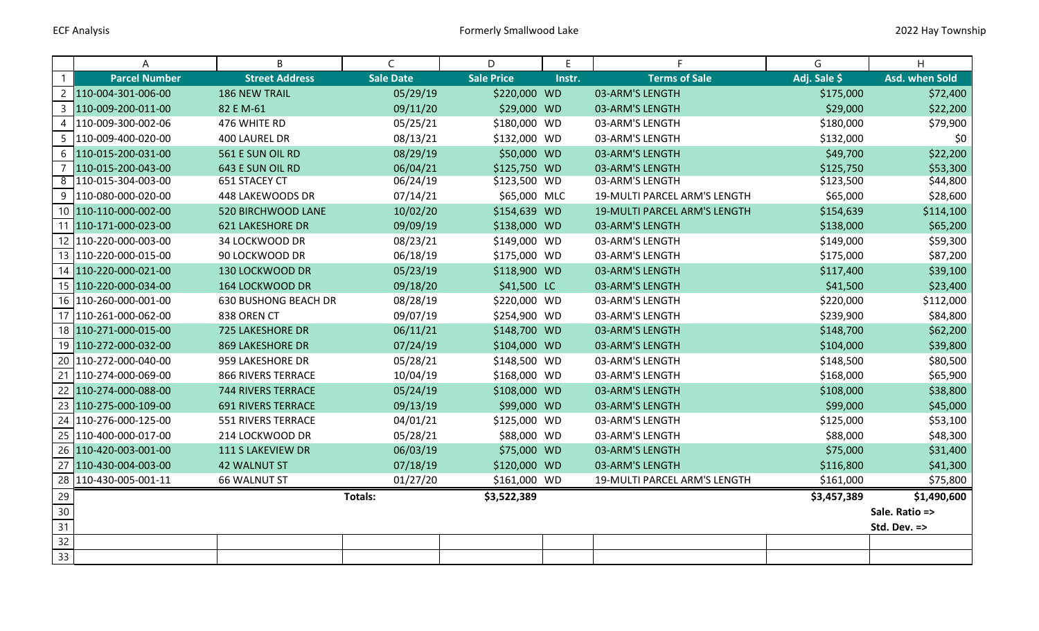ECF Analysis — Formerly Smallwood Lake — 2022 Hay Township

| | A | B | C | D | E | F | G | H |
|---|---|---|---|---|---|---|---|---|
| 1 | **Parcel Number** | **Street Address** | **Sale Date** | **Sale Price** | **Instr.** | **Terms of Sale** | **Adj. Sale $** | **Asd. when Sold** |
| 2 | 110-004-301-006-00 | 186 NEW TRAIL | 05/29/19 | $220,000 | WD | 03-ARM'S LENGTH | $175,000 | $72,400 |
| 3 | 110-009-200-011-00 | 82 E M-61 | 09/11/20 | $29,000 | WD | 03-ARM'S LENGTH | $29,000 | $22,200 |
| 4 | 110-009-300-002-06 | 476 WHITE RD | 05/25/21 | $180,000 | WD | 03-ARM'S LENGTH | $180,000 | $79,900 |
| 5 | 110-009-400-020-00 | 400 LAUREL DR | 08/13/21 | $132,000 | WD | 03-ARM'S LENGTH | $132,000 | $0 |
| 6 | 110-015-200-031-00 | 561 E SUN OIL RD | 08/29/19 | $50,000 | WD | 03-ARM'S LENGTH | $49,700 | $22,200 |
| 7 | 110-015-200-043-00 | 643 E SUN OIL RD | 06/04/21 | $125,750 | WD | 03-ARM'S LENGTH | $125,750 | $53,300 |
| 8 | 110-015-304-003-00 | 651 STACEY CT | 06/24/19 | $123,500 | WD | 03-ARM'S LENGTH | $123,500 | $44,800 |
| 9 | 110-080-000-020-00 | 448 LAKEWOODS DR | 07/14/21 | $65,000 | MLC | 19-MULTI PARCEL ARM'S LENGTH | $65,000 | $28,600 |
| 10 | 110-110-000-002-00 | 520 BIRCHWOOD LANE | 10/02/20 | $154,639 | WD | 19-MULTI PARCEL ARM'S LENGTH | $154,639 | $114,100 |
| 11 | 110-171-000-023-00 | 621 LAKESHORE DR | 09/09/19 | $138,000 | WD | 03-ARM'S LENGTH | $138,000 | $65,200 |
| 12 | 110-220-000-003-00 | 34 LOCKWOOD DR | 08/23/21 | $149,000 | WD | 03-ARM'S LENGTH | $149,000 | $59,300 |
| 13 | 110-220-000-015-00 | 90 LOCKWOOD DR | 06/18/19 | $175,000 | WD | 03-ARM'S LENGTH | $175,000 | $87,200 |
| 14 | 110-220-000-021-00 | 130 LOCKWOOD DR | 05/23/19 | $118,900 | WD | 03-ARM'S LENGTH | $117,400 | $39,100 |
| 15 | 110-220-000-034-00 | 164 LOCKWOOD DR | 09/18/20 | $41,500 | LC | 03-ARM'S LENGTH | $41,500 | $23,400 |
| 16 | 110-260-000-001-00 | 630 BUSHONG BEACH DR | 08/28/19 | $220,000 | WD | 03-ARM'S LENGTH | $220,000 | $112,000 |
| 17 | 110-261-000-062-00 | 838 OREN CT | 09/07/19 | $254,900 | WD | 03-ARM'S LENGTH | $239,900 | $84,800 |
| 18 | 110-271-000-015-00 | 725 LAKESHORE DR | 06/11/21 | $148,700 | WD | 03-ARM'S LENGTH | $148,700 | $62,200 |
| 19 | 110-272-000-032-00 | 869 LAKESHORE DR | 07/24/19 | $104,000 | WD | 03-ARM'S LENGTH | $104,000 | $39,800 |
| 20 | 110-272-000-040-00 | 959 LAKESHORE DR | 05/28/21 | $148,500 | WD | 03-ARM'S LENGTH | $148,500 | $80,500 |
| 21 | 110-274-000-069-00 | 866 RIVERS TERRACE | 10/04/19 | $168,000 | WD | 03-ARM'S LENGTH | $168,000 | $65,900 |
| 22 | 110-274-000-088-00 | 744 RIVERS TERRACE | 05/24/19 | $108,000 | WD | 03-ARM'S LENGTH | $108,000 | $38,800 |
| 23 | 110-275-000-109-00 | 691 RIVERS TERRACE | 09/13/19 | $99,000 | WD | 03-ARM'S LENGTH | $99,000 | $45,000 |
| 24 | 110-276-000-125-00 | 551 RIVERS TERRACE | 04/01/21 | $125,000 | WD | 03-ARM'S LENGTH | $125,000 | $53,100 |
| 25 | 110-400-000-017-00 | 214 LOCKWOOD DR | 05/28/21 | $88,000 | WD | 03-ARM'S LENGTH | $88,000 | $48,300 |
| 26 | 110-420-003-001-00 | 111 S LAKEVIEW DR | 06/03/19 | $75,000 | WD | 03-ARM'S LENGTH | $75,000 | $31,400 |
| 27 | 110-430-004-003-00 | 42 WALNUT ST | 07/18/19 | $120,000 | WD | 03-ARM'S LENGTH | $116,800 | $41,300 |
| 28 | 110-430-005-001-11 | 66 WALNUT ST | 01/27/20 | $161,000 | WD | 19-MULTI PARCEL ARM'S LENGTH | $161,000 | $75,800 |
| 29 | | | **Totals:** | **$3,522,389** | | | **$3,457,389** | **$1,490,600** |
| 30 | | | | | | | | **Sale. Ratio =>** |
| 31 | | | | | | | | **Std. Dev. =>** |
| 32 | | | | | | | | |
| 33 | | | | | | | | |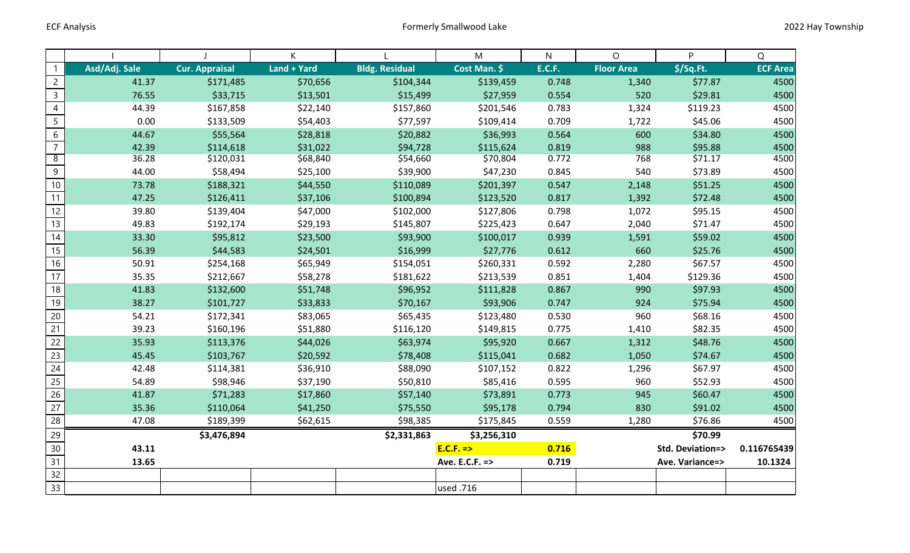ECF Analysis — Formerly Smallwood Lake — 2022 Hay Township

| | I | J | K | L | M | N | O | P | Q |
|---|---|---|---|---|---|---|---|---|---|
| 1 | Asd/Adj. Sale | Cur. Appraisal | Land + Yard | Bldg. Residual | Cost Man. $ | E.C.F. | Floor Area | $/Sq.Ft. | ECF Area |
| 2 | 41.37 | $171,485 | $70,656 | $104,344 | $139,459 | 0.748 | 1,340 | $77.87 | 4500 |
| 3 | 76.55 | $33,715 | $13,501 | $15,499 | $27,959 | 0.554 | 520 | $29.81 | 4500 |
| 4 | 44.39 | $167,858 | $22,140 | $157,860 | $201,546 | 0.783 | 1,324 | $119.23 | 4500 |
| 5 | 0.00 | $133,509 | $54,403 | $77,597 | $109,414 | 0.709 | 1,722 | $45.06 | 4500 |
| 6 | 44.67 | $55,564 | $28,818 | $20,882 | $36,993 | 0.564 | 600 | $34.80 | 4500 |
| 7 | 42.39 | $114,618 | $31,022 | $94,728 | $115,624 | 0.819 | 988 | $95.88 | 4500 |
| 8 | 36.28 | $120,031 | $68,840 | $54,660 | $70,804 | 0.772 | 768 | $71.17 | 4500 |
| 9 | 44.00 | $58,494 | $25,100 | $39,900 | $47,230 | 0.845 | 540 | $73.89 | 4500 |
| 10 | 73.78 | $188,321 | $44,550 | $110,089 | $201,397 | 0.547 | 2,148 | $51.25 | 4500 |
| 11 | 47.25 | $126,411 | $37,106 | $100,894 | $123,520 | 0.817 | 1,392 | $72.48 | 4500 |
| 12 | 39.80 | $139,404 | $47,000 | $102,000 | $127,806 | 0.798 | 1,072 | $95.15 | 4500 |
| 13 | 49.83 | $192,174 | $29,193 | $145,807 | $225,423 | 0.647 | 2,040 | $71.47 | 4500 |
| 14 | 33.30 | $95,812 | $23,500 | $93,900 | $100,017 | 0.939 | 1,591 | $59.02 | 4500 |
| 15 | 56.39 | $44,583 | $24,501 | $16,999 | $27,776 | 0.612 | 660 | $25.76 | 4500 |
| 16 | 50.91 | $254,168 | $65,949 | $154,051 | $260,331 | 0.592 | 2,280 | $67.57 | 4500 |
| 17 | 35.35 | $212,667 | $58,278 | $181,622 | $213,539 | 0.851 | 1,404 | $129.36 | 4500 |
| 18 | 41.83 | $132,600 | $51,748 | $96,952 | $111,828 | 0.867 | 990 | $97.93 | 4500 |
| 19 | 38.27 | $101,727 | $33,833 | $70,167 | $93,906 | 0.747 | 924 | $75.94 | 4500 |
| 20 | 54.21 | $172,341 | $83,065 | $65,435 | $123,480 | 0.530 | 960 | $68.16 | 4500 |
| 21 | 39.23 | $160,196 | $51,880 | $116,120 | $149,815 | 0.775 | 1,410 | $82.35 | 4500 |
| 22 | 35.93 | $113,376 | $44,026 | $63,974 | $95,920 | 0.667 | 1,312 | $48.76 | 4500 |
| 23 | 45.45 | $103,767 | $20,592 | $78,408 | $115,041 | 0.682 | 1,050 | $74.67 | 4500 |
| 24 | 42.48 | $114,381 | $36,910 | $88,090 | $107,152 | 0.822 | 1,296 | $67.97 | 4500 |
| 25 | 54.89 | $98,946 | $37,190 | $50,810 | $85,416 | 0.595 | 960 | $52.93 | 4500 |
| 26 | 41.87 | $71,283 | $17,860 | $57,140 | $73,891 | 0.773 | 945 | $60.47 | 4500 |
| 27 | 35.36 | $110,064 | $41,250 | $75,550 | $95,178 | 0.794 | 830 | $91.02 | 4500 |
| 28 | 47.08 | $189,399 | $62,615 | $98,385 | $175,845 | 0.559 | 1,280 | $76.86 | 4500 |
| 29 | | $3,476,894 | | $2,331,863 | $3,256,310 | | | $70.99 | |
| 30 | 43.11 | | | | E.C.F. => | 0.716 | | Std. Deviation=> | 0.116765439 |
| 31 | 13.65 | | | | Ave. E.C.F. => | 0.719 | | Ave. Variance=> | 10.1324 |
| 32 | | | | | | | | | |
| 33 | | | | | used .716 | | | | |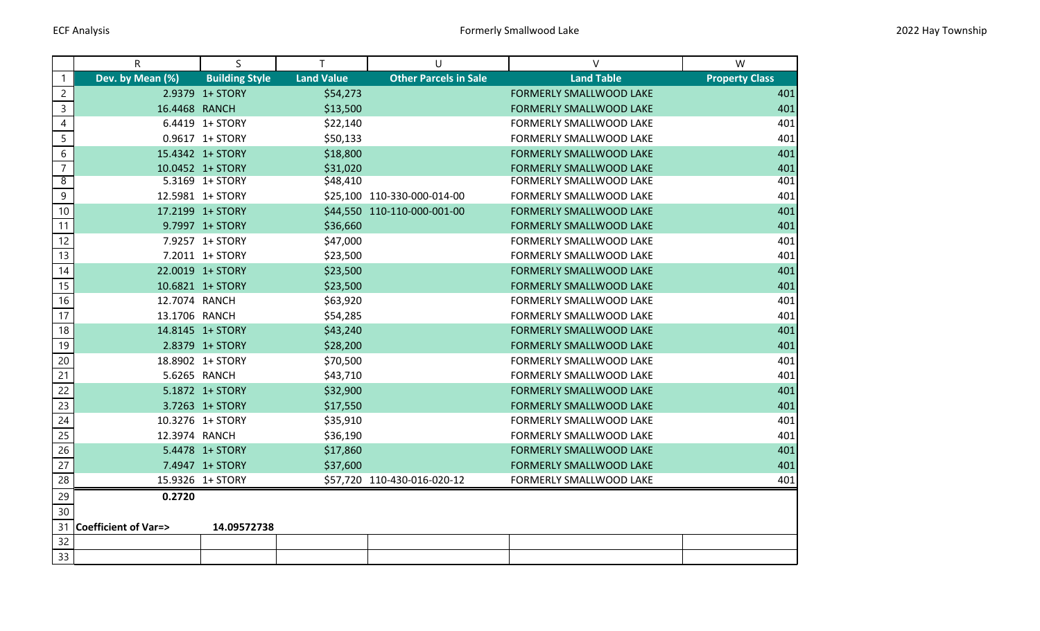| | R | S | T | U | V | W |
|---|---|---|---|---|---|---|
| 1 | Dev. by Mean (%) | Building Style | Land Value | Other Parcels in Sale | Land Table | Property Class |
| 2 | 2.9379 | 1+ STORY | $54,273 | | FORMERLY SMALLWOOD LAKE | 401 |
| 3 | 16.4468 | RANCH | $13,500 | | FORMERLY SMALLWOOD LAKE | 401 |
| 4 | 6.4419 | 1+ STORY | $22,140 | | FORMERLY SMALLWOOD LAKE | 401 |
| 5 | 0.9617 | 1+ STORY | $50,133 | | FORMERLY SMALLWOOD LAKE | 401 |
| 6 | 15.4342 | 1+ STORY | $18,800 | | FORMERLY SMALLWOOD LAKE | 401 |
| 7 | 10.0452 | 1+ STORY | $31,020 | | FORMERLY SMALLWOOD LAKE | 401 |
| 8 | 5.3169 | 1+ STORY | $48,410 | | FORMERLY SMALLWOOD LAKE | 401 |
| 9 | 12.5981 | 1+ STORY | $25,100 | 110-330-000-014-00 | FORMERLY SMALLWOOD LAKE | 401 |
| 10 | 17.2199 | 1+ STORY | $44,550 | 110-110-000-001-00 | FORMERLY SMALLWOOD LAKE | 401 |
| 11 | 9.7997 | 1+ STORY | $36,660 | | FORMERLY SMALLWOOD LAKE | 401 |
| 12 | 7.9257 | 1+ STORY | $47,000 | | FORMERLY SMALLWOOD LAKE | 401 |
| 13 | 7.2011 | 1+ STORY | $23,500 | | FORMERLY SMALLWOOD LAKE | 401 |
| 14 | 22.0019 | 1+ STORY | $23,500 | | FORMERLY SMALLWOOD LAKE | 401 |
| 15 | 10.6821 | 1+ STORY | $23,500 | | FORMERLY SMALLWOOD LAKE | 401 |
| 16 | 12.7074 | RANCH | $63,920 | | FORMERLY SMALLWOOD LAKE | 401 |
| 17 | 13.1706 | RANCH | $54,285 | | FORMERLY SMALLWOOD LAKE | 401 |
| 18 | 14.8145 | 1+ STORY | $43,240 | | FORMERLY SMALLWOOD LAKE | 401 |
| 19 | 2.8379 | 1+ STORY | $28,200 | | FORMERLY SMALLWOOD LAKE | 401 |
| 20 | 18.8902 | 1+ STORY | $70,500 | | FORMERLY SMALLWOOD LAKE | 401 |
| 21 | 5.6265 | RANCH | $43,710 | | FORMERLY SMALLWOOD LAKE | 401 |
| 22 | 5.1872 | 1+ STORY | $32,900 | | FORMERLY SMALLWOOD LAKE | 401 |
| 23 | 3.7263 | 1+ STORY | $17,550 | | FORMERLY SMALLWOOD LAKE | 401 |
| 24 | 10.3276 | 1+ STORY | $35,910 | | FORMERLY SMALLWOOD LAKE | 401 |
| 25 | 12.3974 | RANCH | $36,190 | | FORMERLY SMALLWOOD LAKE | 401 |
| 26 | 5.4478 | 1+ STORY | $17,860 | | FORMERLY SMALLWOOD LAKE | 401 |
| 27 | 7.4947 | 1+ STORY | $37,600 | | FORMERLY SMALLWOOD LAKE | 401 |
| 28 | 15.9326 | 1+ STORY | $57,720 | 110-430-016-020-12 | FORMERLY SMALLWOOD LAKE | 401 |
| 29 | 0.2720 | | | | | |
| 30 | | | | | | |
| 31 | Coefficient of Var=> | 14.09572738 | | | | |
| 32 | | | | | | |
| 33 | | | | | | |